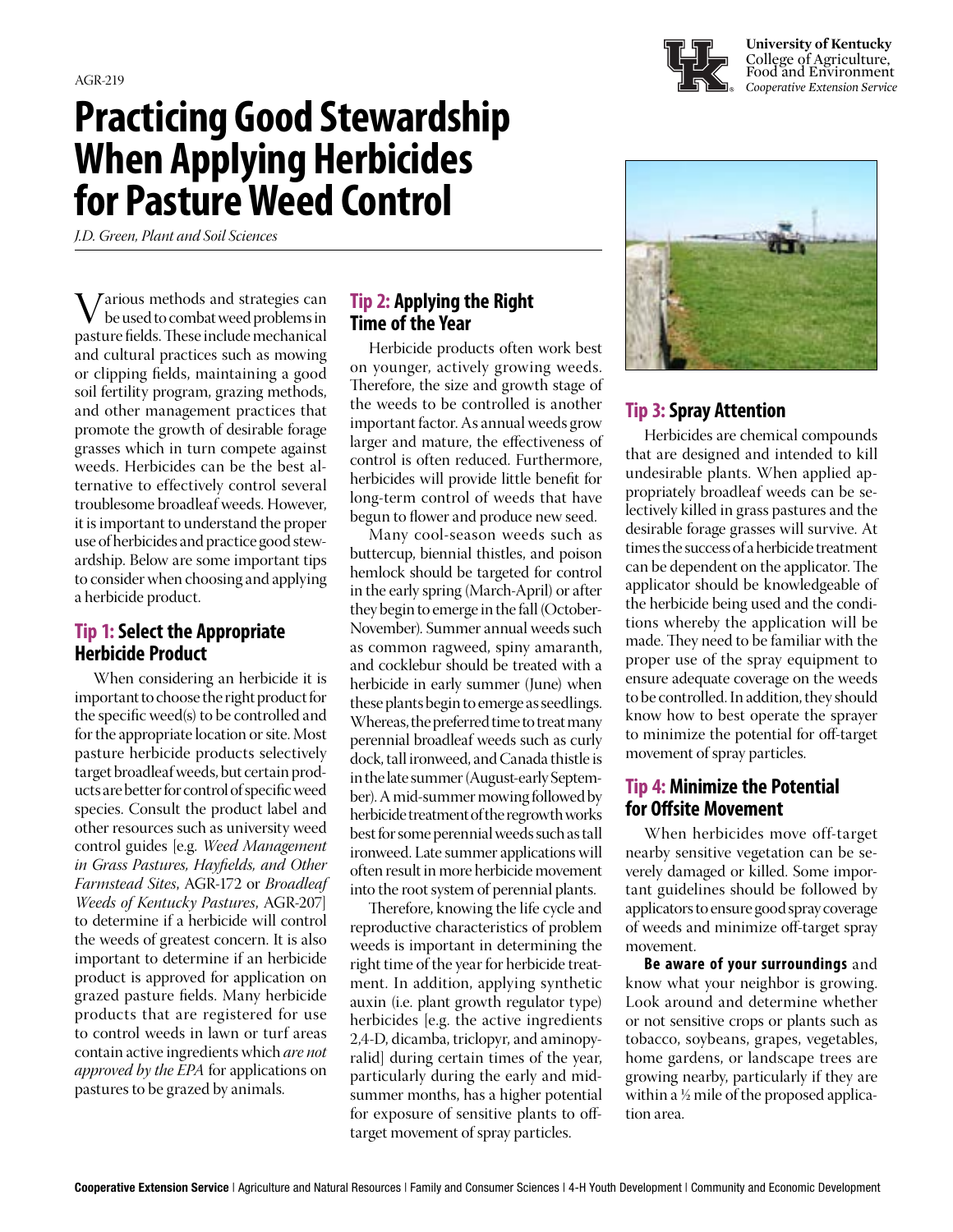AGR-219

University of Kentucky
College of Agriculture, Food and Environment
*Cooperative Extension Service*

# Practicing Good Stewardship When Applying Herbicides for Pasture Weed Control

*J.D. Green, Plant and Soil Sciences*

Various methods and strategies can be used to combat weed problems in pasture fields. These include mechanical and cultural practices such as mowing or clipping fields, maintaining a good soil fertility program, grazing methods, and other management practices that promote the growth of desirable forage grasses which in turn compete against weeds. Herbicides can be the best alternative to effectively control several troublesome broadleaf weeds. However, it is important to understand the proper use of herbicides and practice good stewardship. Below are some important tips to consider when choosing and applying a herbicide product.

## Tip 1: Select the Appropriate Herbicide Product

When considering an herbicide it is important to choose the right product for the specific weed(s) to be controlled and for the appropriate location or site. Most pasture herbicide products selectively target broadleaf weeds, but certain products are better for control of specific weed species. Consult the product label and other resources such as university weed control guides [e.g. *Weed Management in Grass Pastures, Hayfields, and Other Farmstead Sites*, AGR-172 or *Broadleaf Weeds of Kentucky Pastures*, AGR-207] to determine if a herbicide will control the weeds of greatest concern. It is also important to determine if an herbicide product is approved for application on grazed pasture fields. Many herbicide products that are registered for use to control weeds in lawn or turf areas contain active ingredients which *are not approved by the EPA* for applications on pastures to be grazed by animals.

## Tip 2: Applying the Right Time of the Year

Herbicide products often work best on younger, actively growing weeds. Therefore, the size and growth stage of the weeds to be controlled is another important factor. As annual weeds grow larger and mature, the effectiveness of control is often reduced. Furthermore, herbicides will provide little benefit for long-term control of weeds that have begun to flower and produce new seed.

Many cool-season weeds such as buttercup, biennial thistles, and poison hemlock should be targeted for control in the early spring (March-April) or after they begin to emerge in the fall (October-November). Summer annual weeds such as common ragweed, spiny amaranth, and cocklebur should be treated with a herbicide in early summer (June) when these plants begin to emerge as seedlings. Whereas, the preferred time to treat many perennial broadleaf weeds such as curly dock, tall ironweed, and Canada thistle is in the late summer (August-early September). A mid-summer mowing followed by herbicide treatment of the regrowth works best for some perennial weeds such as tall ironweed. Late summer applications will often result in more herbicide movement into the root system of perennial plants.

Therefore, knowing the life cycle and reproductive characteristics of problem weeds is important in determining the right time of the year for herbicide treatment. In addition, applying synthetic auxin (i.e. plant growth regulator type) herbicides [e.g. the active ingredients 2,4-D, dicamba, triclopyr, and aminopyralid] during certain times of the year, particularly during the early and mid-summer months, has a higher potential for exposure of sensitive plants to off-target movement of spray particles.

## Tip 3: Spray Attention

Herbicides are chemical compounds that are designed and intended to kill undesirable plants. When applied appropriately broadleaf weeds can be selectively killed in grass pastures and the desirable forage grasses will survive. At times the success of a herbicide treatment can be dependent on the applicator. The applicator should be knowledgeable of the herbicide being used and the conditions whereby the application will be made. They need to be familiar with the proper use of the spray equipment to ensure adequate coverage on the weeds to be controlled. In addition, they should know how to best operate the sprayer to minimize the potential for off-target movement of spray particles.

## Tip 4: Minimize the Potential for Offsite Movement

When herbicides move off-target nearby sensitive vegetation can be severely damaged or killed. Some important guidelines should be followed by applicators to ensure good spray coverage of weeds and minimize off-target spray movement.

**Be aware of your surroundings** and know what your neighbor is growing. Look around and determine whether or not sensitive crops or plants such as tobacco, soybeans, grapes, vegetables, home gardens, or landscape trees are growing nearby, particularly if they are within a ½ mile of the proposed application area.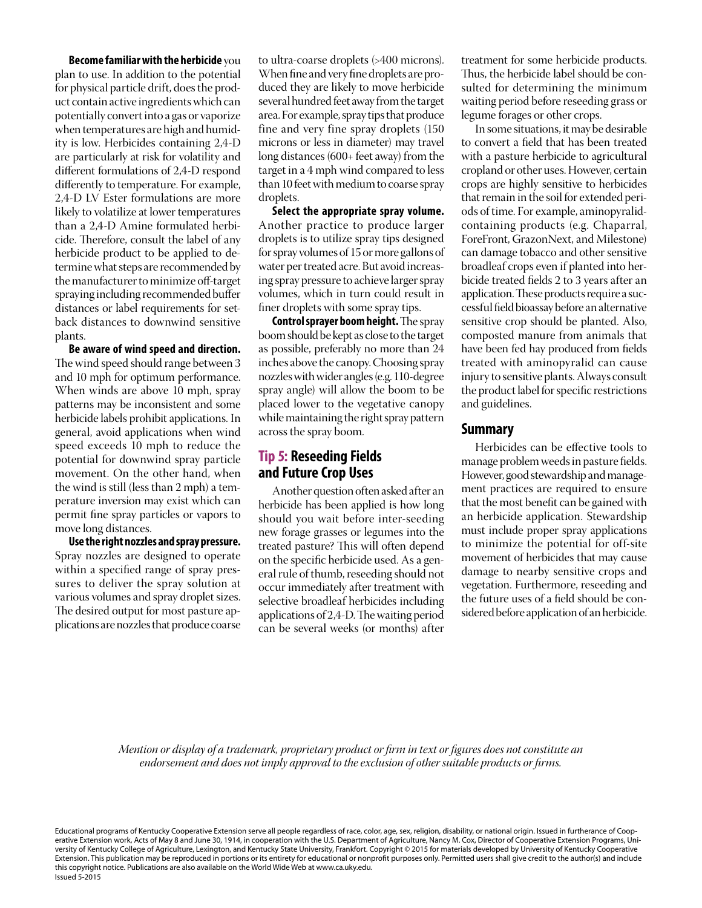**Become familiar with the herbicide** you plan to use. In addition to the potential for physical particle drift, does the product contain active ingredients which can potentially convert into a gas or vaporize when temperatures are high and humidity is low. Herbicides containing 2,4-D are particularly at risk for volatility and different formulations of 2,4-D respond differently to temperature. For example, 2,4-D LV Ester formulations are more likely to volatilize at lower temperatures than a 2,4-D Amine formulated herbicide. Therefore, consult the label of any herbicide product to be applied to determine what steps are recommended by the manufacturer to minimize off-target spraying including recommended buffer distances or label requirements for setback distances to downwind sensitive plants.

**Be aware of wind speed and direction.** The wind speed should range between 3 and 10 mph for optimum performance. When winds are above 10 mph, spray patterns may be inconsistent and some herbicide labels prohibit applications. In general, avoid applications when wind speed exceeds 10 mph to reduce the potential for downwind spray particle movement. On the other hand, when the wind is still (less than 2 mph) a temperature inversion may exist which can permit fine spray particles or vapors to move long distances.

**Use the right nozzles and spray pressure.** Spray nozzles are designed to operate within a specified range of spray pressures to deliver the spray solution at various volumes and spray droplet sizes. The desired output for most pasture applications are nozzles that produce coarse to ultra-coarse droplets (>400 microns). When fine and very fine droplets are produced they are likely to move herbicide several hundred feet away from the target area. For example, spray tips that produce fine and very fine spray droplets (150 microns or less in diameter) may travel long distances (600+ feet away) from the target in a 4 mph wind compared to less than 10 feet with medium to coarse spray droplets.

**Select the appropriate spray volume.** Another practice to produce larger droplets is to utilize spray tips designed for spray volumes of 15 or more gallons of water per treated acre. But avoid increasing spray pressure to achieve larger spray volumes, which in turn could result in finer droplets with some spray tips.

**Control sprayer boom height.** The spray boom should be kept as close to the target as possible, preferably no more than 24 inches above the canopy. Choosing spray nozzles with wider angles (e.g. 110-degree spray angle) will allow the boom to be placed lower to the vegetative canopy while maintaining the right spray pattern across the spray boom.

## Tip 5: Reseeding Fields and Future Crop Uses

Another question often asked after an herbicide has been applied is how long should you wait before inter-seeding new forage grasses or legumes into the treated pasture? This will often depend on the specific herbicide used. As a general rule of thumb, reseeding should not occur immediately after treatment with selective broadleaf herbicides including applications of 2,4-D. The waiting period can be several weeks (or months) after treatment for some herbicide products. Thus, the herbicide label should be consulted for determining the minimum waiting period before reseeding grass or legume forages or other crops.

In some situations, it may be desirable to convert a field that has been treated with a pasture herbicide to agricultural cropland or other uses. However, certain crops are highly sensitive to herbicides that remain in the soil for extended periods of time. For example, aminopyralid-containing products (e.g. Chaparral, ForeFront, GrazonNext, and Milestone) can damage tobacco and other sensitive broadleaf crops even if planted into herbicide treated fields 2 to 3 years after an application. These products require a successful field bioassay before an alternative sensitive crop should be planted. Also, composted manure from animals that have been fed hay produced from fields treated with aminopyralid can cause injury to sensitive plants. Always consult the product label for specific restrictions and guidelines.

## Summary

Herbicides can be effective tools to manage problem weeds in pasture fields. However, good stewardship and management practices are required to ensure that the most benefit can be gained with an herbicide application. Stewardship must include proper spray applications to minimize the potential for off-site movement of herbicides that may cause damage to nearby sensitive crops and vegetation. Furthermore, reseeding and the future uses of a field should be considered before application of an herbicide.

*Mention or display of a trademark, proprietary product or firm in text or figures does not constitute an endorsement and does not imply approval to the exclusion of other suitable products or firms.*

Educational programs of Kentucky Cooperative Extension serve all people regardless of race, color, age, sex, religion, disability, or national origin. Issued in furtherance of Cooperative Extension work, Acts of May 8 and June 30, 1914, in cooperation with the U.S. Department of Agriculture, Nancy M. Cox, Director of Cooperative Extension Programs, University of Kentucky College of Agriculture, Lexington, and Kentucky State University, Frankfort. Copyright © 2015 for materials developed by University of Kentucky Cooperative Extension. This publication may be reproduced in portions or its entirety for educational or nonprofit purposes only. Permitted users shall give credit to the author(s) and include this copyright notice. Publications are also available on the World Wide Web at www.ca.uky.edu.
Issued 5-2015